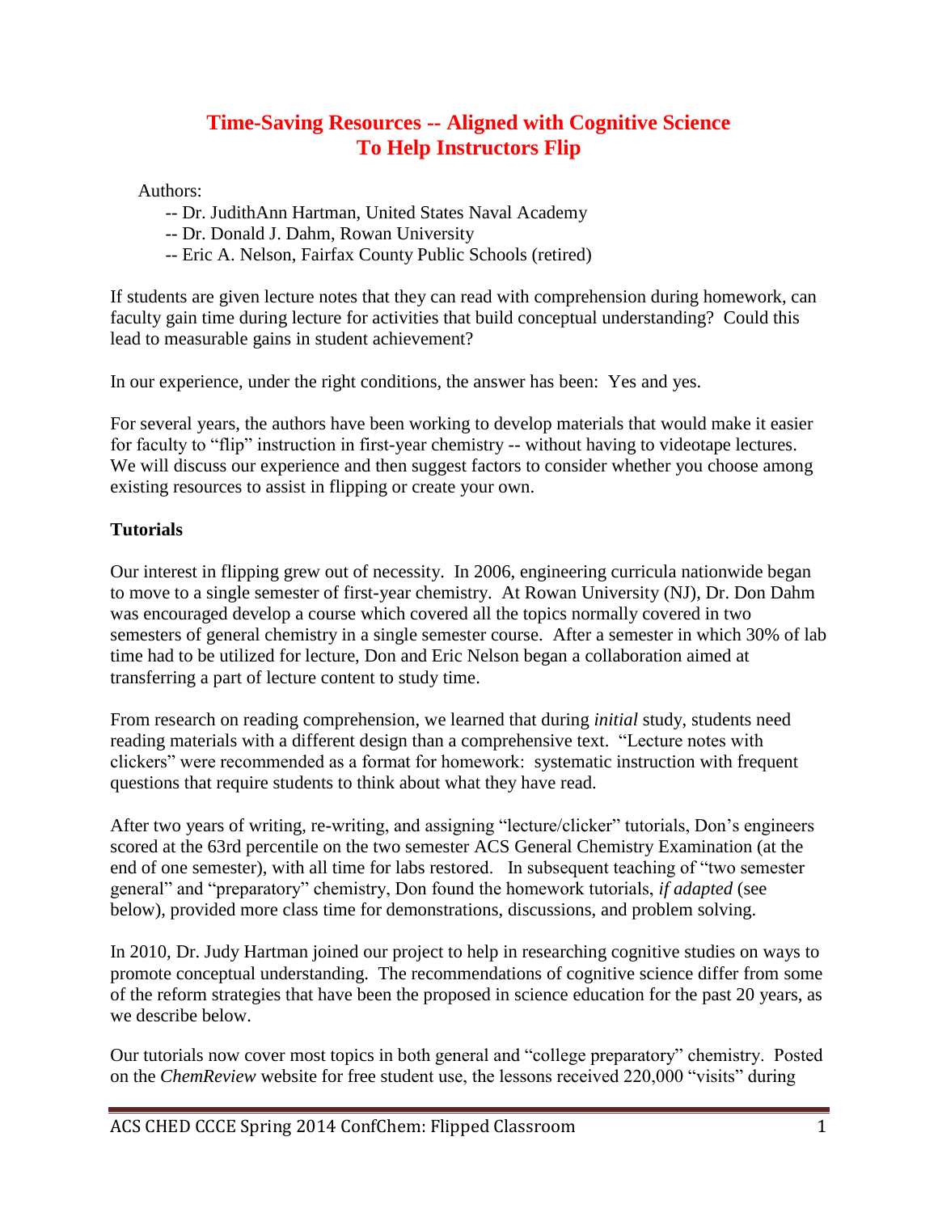# Time-Saving Resources -- Aligned with Cognitive Science To Help Instructors Flip

Authors:

- -- Dr. JudithAnn Hartman, United States Naval Academy
- -- Dr. Donald J. Dahm, Rowan University
- -- Eric A. Nelson, Fairfax County Public Schools (retired)

If students are given lecture notes that they can read with comprehension during homework, can faculty gain time during lecture for activities that build conceptual understanding? Could this lead to measurable gains in student achievement?

In our experience, under the right conditions, the answer has been: Yes and yes.

For several years, the authors have been working to develop materials that would make it easier for faculty to "flip" instruction in first-year chemistry -- without having to videotape lectures. We will discuss our experience and then suggest factors to consider whether you choose among existing resources to assist in flipping or create your own.

## Tutorials

Our interest in flipping grew out of necessity. In 2006, engineering curricula nationwide began to move to a single semester of first-year chemistry. At Rowan University (NJ), Dr. Don Dahm was encouraged develop a course which covered all the topics normally covered in two semesters of general chemistry in a single semester course. After a semester in which 30% of lab time had to be utilized for lecture, Don and Eric Nelson began a collaboration aimed at transferring a part of lecture content to study time.

From research on reading comprehension, we learned that during *initial* study, students need reading materials with a different design than a comprehensive text. "Lecture notes with clickers" were recommended as a format for homework: systematic instruction with frequent questions that require students to think about what they have read.

After two years of writing, re-writing, and assigning "lecture/clicker" tutorials, Don's engineers scored at the 63rd percentile on the two semester ACS General Chemistry Examination (at the end of one semester), with all time for labs restored. In subsequent teaching of "two semester general" and "preparatory" chemistry, Don found the homework tutorials, *if adapted* (see below), provided more class time for demonstrations, discussions, and problem solving.

In 2010, Dr. Judy Hartman joined our project to help in researching cognitive studies on ways to promote conceptual understanding. The recommendations of cognitive science differ from some of the reform strategies that have been the proposed in science education for the past 20 years, as we describe below.

Our tutorials now cover most topics in both general and "college preparatory" chemistry. Posted on the *ChemReview* website for free student use, the lessons received 220,000 "visits" during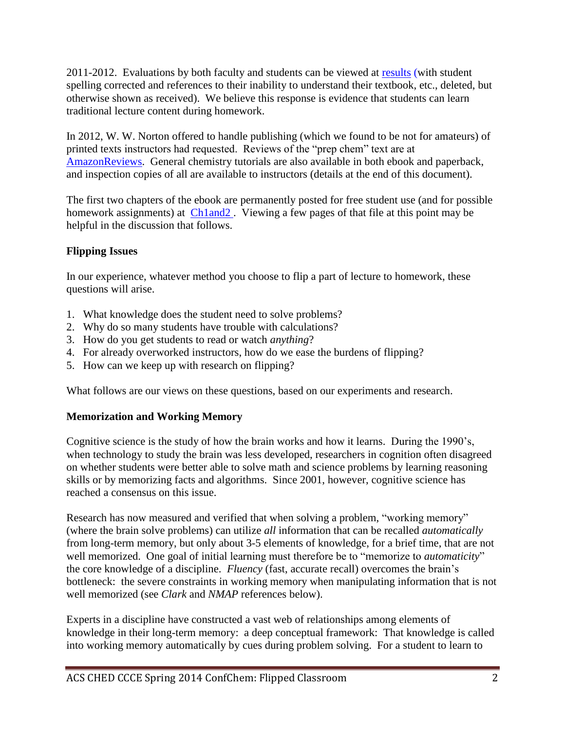2011-2012. Evaluations by both faculty and students can be viewed at results (with student spelling corrected and references to their inability to understand their textbook, etc., deleted, but otherwise shown as received). We believe this response is evidence that students can learn traditional lecture content during homework.

In 2012, W. W. Norton offered to handle publishing (which we found to be not for amateurs) of printed texts instructors had requested. Reviews of the "prep chem" text are at AmazonReviews. General chemistry tutorials are also available in both ebook and paperback, and inspection copies of all are available to instructors (details at the end of this document).

The first two chapters of the ebook are permanently posted for free student use (and for possible homework assignments) at Ch1and2 . Viewing a few pages of that file at this point may be helpful in the discussion that follows.

**Flipping Issues**

In our experience, whatever method you choose to flip a part of lecture to homework, these questions will arise.

1. What knowledge does the student need to solve problems?
2. Why do so many students have trouble with calculations?
3. How do you get students to read or watch *anything*?
4. For already overworked instructors, how do we ease the burdens of flipping?
5. How can we keep up with research on flipping?

What follows are our views on these questions, based on our experiments and research.

**Memorization and Working Memory**

Cognitive science is the study of how the brain works and how it learns. During the 1990's, when technology to study the brain was less developed, researchers in cognition often disagreed on whether students were better able to solve math and science problems by learning reasoning skills or by memorizing facts and algorithms. Since 2001, however, cognitive science has reached a consensus on this issue.

Research has now measured and verified that when solving a problem, "working memory" (where the brain solve problems) can utilize *all* information that can be recalled *automatically* from long-term memory, but only about 3-5 elements of knowledge, for a brief time, that are not well memorized. One goal of initial learning must therefore be to "memorize to *automaticity*" the core knowledge of a discipline. *Fluency* (fast, accurate recall) overcomes the brain's bottleneck: the severe constraints in working memory when manipulating information that is not well memorized (see *Clark* and *NMAP* references below).

Experts in a discipline have constructed a vast web of relationships among elements of knowledge in their long-term memory: a deep conceptual framework: That knowledge is called into working memory automatically by cues during problem solving. For a student to learn to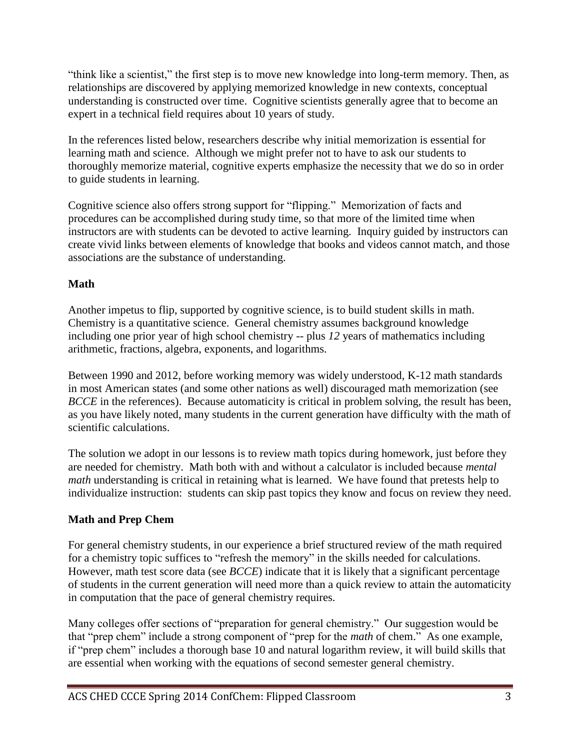"think like a scientist," the first step is to move new knowledge into long-term memory. Then, as relationships are discovered by applying memorized knowledge in new contexts, conceptual understanding is constructed over time. Cognitive scientists generally agree that to become an expert in a technical field requires about 10 years of study.

In the references listed below, researchers describe why initial memorization is essential for learning math and science. Although we might prefer not to have to ask our students to thoroughly memorize material, cognitive experts emphasize the necessity that we do so in order to guide students in learning.

Cognitive science also offers strong support for "flipping." Memorization of facts and procedures can be accomplished during study time, so that more of the limited time when instructors are with students can be devoted to active learning. Inquiry guided by instructors can create vivid links between elements of knowledge that books and videos cannot match, and those associations are the substance of understanding.

## Math

Another impetus to flip, supported by cognitive science, is to build student skills in math. Chemistry is a quantitative science. General chemistry assumes background knowledge including one prior year of high school chemistry -- plus *12* years of mathematics including arithmetic, fractions, algebra, exponents, and logarithms.

Between 1990 and 2012, before working memory was widely understood, K-12 math standards in most American states (and some other nations as well) discouraged math memorization (see *BCCE* in the references). Because automaticity is critical in problem solving, the result has been, as you have likely noted, many students in the current generation have difficulty with the math of scientific calculations.

The solution we adopt in our lessons is to review math topics during homework, just before they are needed for chemistry. Math both with and without a calculator is included because *mental math* understanding is critical in retaining what is learned. We have found that pretests help to individualize instruction: students can skip past topics they know and focus on review they need.

## Math and Prep Chem

For general chemistry students, in our experience a brief structured review of the math required for a chemistry topic suffices to "refresh the memory" in the skills needed for calculations. However, math test score data (see *BCCE*) indicate that it is likely that a significant percentage of students in the current generation will need more than a quick review to attain the automaticity in computation that the pace of general chemistry requires.

Many colleges offer sections of "preparation for general chemistry." Our suggestion would be that "prep chem" include a strong component of "prep for the *math* of chem." As one example, if "prep chem" includes a thorough base 10 and natural logarithm review, it will build skills that are essential when working with the equations of second semester general chemistry.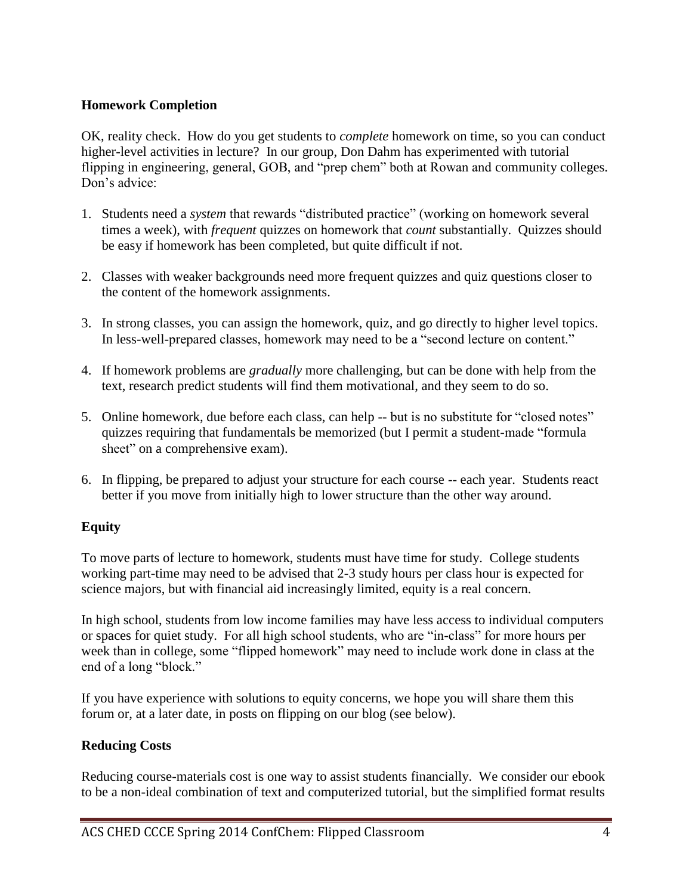**Homework Completion**

OK, reality check. How do you get students to *complete* homework on time, so you can conduct higher-level activities in lecture? In our group, Don Dahm has experimented with tutorial flipping in engineering, general, GOB, and "prep chem" both at Rowan and community colleges. Don's advice:

1. Students need a *system* that rewards "distributed practice" (working on homework several times a week), with *frequent* quizzes on homework that *count* substantially. Quizzes should be easy if homework has been completed, but quite difficult if not.

2. Classes with weaker backgrounds need more frequent quizzes and quiz questions closer to the content of the homework assignments.

3. In strong classes, you can assign the homework, quiz, and go directly to higher level topics. In less-well-prepared classes, homework may need to be a "second lecture on content."

4. If homework problems are *gradually* more challenging, but can be done with help from the text, research predict students will find them motivational, and they seem to do so.

5. Online homework, due before each class, can help -- but is no substitute for "closed notes" quizzes requiring that fundamentals be memorized (but I permit a student-made "formula sheet" on a comprehensive exam).

6. In flipping, be prepared to adjust your structure for each course -- each year. Students react better if you move from initially high to lower structure than the other way around.

**Equity**

To move parts of lecture to homework, students must have time for study. College students working part-time may need to be advised that 2-3 study hours per class hour is expected for science majors, but with financial aid increasingly limited, equity is a real concern.

In high school, students from low income families may have less access to individual computers or spaces for quiet study. For all high school students, who are "in-class" for more hours per week than in college, some "flipped homework" may need to include work done in class at the end of a long "block."

If you have experience with solutions to equity concerns, we hope you will share them this forum or, at a later date, in posts on flipping on our blog (see below).

**Reducing Costs**

Reducing course-materials cost is one way to assist students financially. We consider our ebook to be a non-ideal combination of text and computerized tutorial, but the simplified format results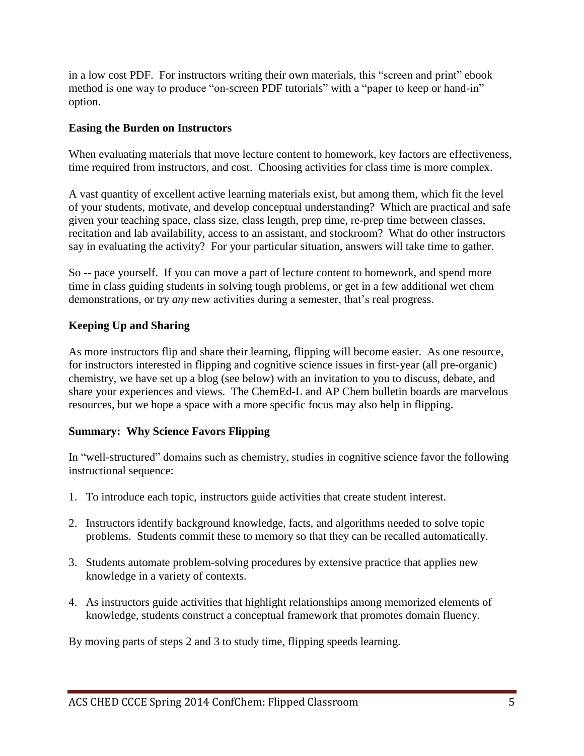in a low cost PDF. For instructors writing their own materials, this "screen and print" ebook method is one way to produce "on-screen PDF tutorials" with a "paper to keep or hand-in" option.

### Easing the Burden on Instructors

When evaluating materials that move lecture content to homework, key factors are effectiveness, time required from instructors, and cost. Choosing activities for class time is more complex.

A vast quantity of excellent active learning materials exist, but among them, which fit the level of your students, motivate, and develop conceptual understanding? Which are practical and safe given your teaching space, class size, class length, prep time, re-prep time between classes, recitation and lab availability, access to an assistant, and stockroom? What do other instructors say in evaluating the activity? For your particular situation, answers will take time to gather.

So -- pace yourself. If you can move a part of lecture content to homework, and spend more time in class guiding students in solving tough problems, or get in a few additional wet chem demonstrations, or try *any* new activities during a semester, that's real progress.

### Keeping Up and Sharing

As more instructors flip and share their learning, flipping will become easier. As one resource, for instructors interested in flipping and cognitive science issues in first-year (all pre-organic) chemistry, we have set up a blog (see below) with an invitation to you to discuss, debate, and share your experiences and views. The ChemEd-L and AP Chem bulletin boards are marvelous resources, but we hope a space with a more specific focus may also help in flipping.

### Summary: Why Science Favors Flipping

In "well-structured" domains such as chemistry, studies in cognitive science favor the following instructional sequence:

1. To introduce each topic, instructors guide activities that create student interest.
2. Instructors identify background knowledge, facts, and algorithms needed to solve topic problems. Students commit these to memory so that they can be recalled automatically.
3. Students automate problem-solving procedures by extensive practice that applies new knowledge in a variety of contexts.
4. As instructors guide activities that highlight relationships among memorized elements of knowledge, students construct a conceptual framework that promotes domain fluency.

By moving parts of steps 2 and 3 to study time, flipping speeds learning.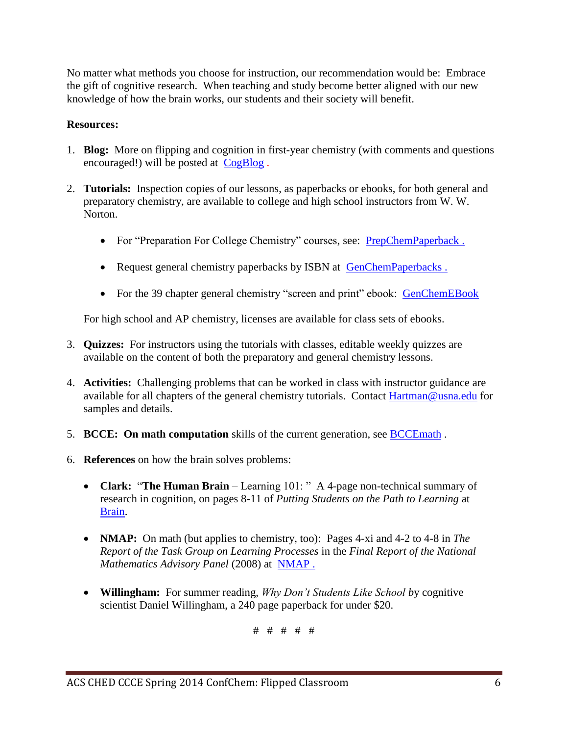No matter what methods you choose for instruction, our recommendation would be: Embrace the gift of cognitive research. When teaching and study become better aligned with our new knowledge of how the brain works, our students and their society will benefit.

**Resources:**

1. **Blog:** More on flipping and cognition in first-year chemistry (with comments and questions encouraged!) will be posted at CogBlog .

2. **Tutorials:** Inspection copies of our lessons, as paperbacks or ebooks, for both general and preparatory chemistry, are available to college and high school instructors from W. W. Norton.

    - For "Preparation For College Chemistry" courses, see: PrepChemPaperback .

    - Request general chemistry paperbacks by ISBN at GenChemPaperbacks .

    - For the 39 chapter general chemistry "screen and print" ebook: GenChemEBook

    For high school and AP chemistry, licenses are available for class sets of ebooks.

3. **Quizzes:** For instructors using the tutorials with classes, editable weekly quizzes are available on the content of both the preparatory and general chemistry lessons.

4. **Activities:** Challenging problems that can be worked in class with instructor guidance are available for all chapters of the general chemistry tutorials. Contact Hartman@usna.edu for samples and details.

5. **BCCE: On math computation** skills of the current generation, see BCCEmath .

6. **References** on how the brain solves problems:

    - **Clark:** "**The Human Brain** – Learning 101: " A 4-page non-technical summary of research in cognition, on pages 8-11 of *Putting Students on the Path to Learning* at Brain.

    - **NMAP:** On math (but applies to chemistry, too): Pages 4-xi and 4-2 to 4-8 in *The Report of the Task Group on Learning Processes* in the *Final Report of the National Mathematics Advisory Panel* (2008) at NMAP .

    - **Willingham:** For summer reading, *Why Don't Students Like School* by cognitive scientist Daniel Willingham, a 240 page paperback for under $20.

# # # # #